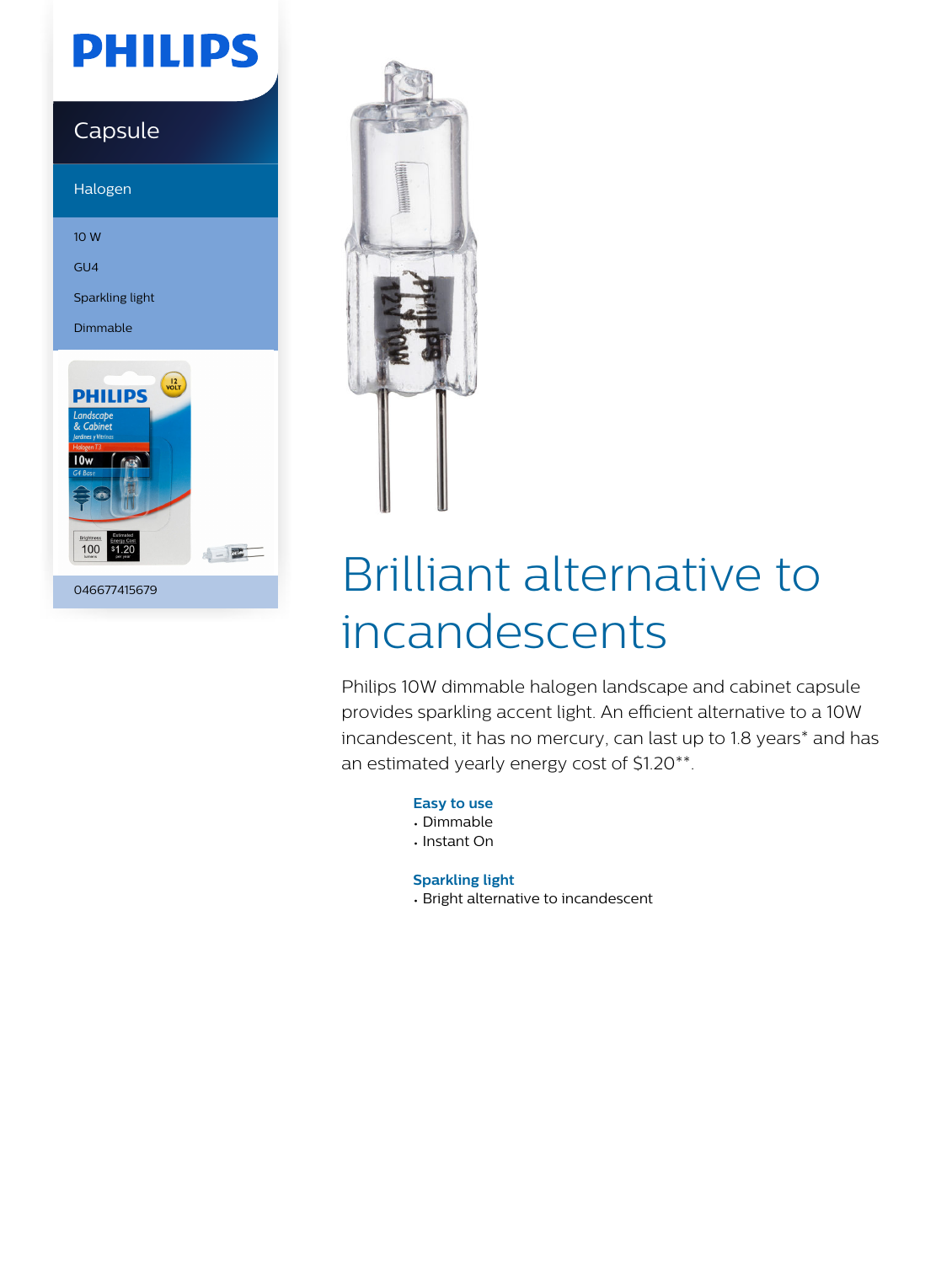# PHILIPS

## Capsule

### Halogen

10 W

GU4

Sparkling light

Dimmable

046677415679

# Brilliant alternative to incandescents

Philips 10W dimmable halogen landscape and cabinet capsule provides sparkling accent light. An efficient alternative to a 10W incandescent, it has no mercury, can last up to 1.8 years* and has an estimated yearly energy cost of $1.20**.

**Easy to use**
- Dimmable
- Instant On

**Sparkling light**
- Bright alternative to incandescent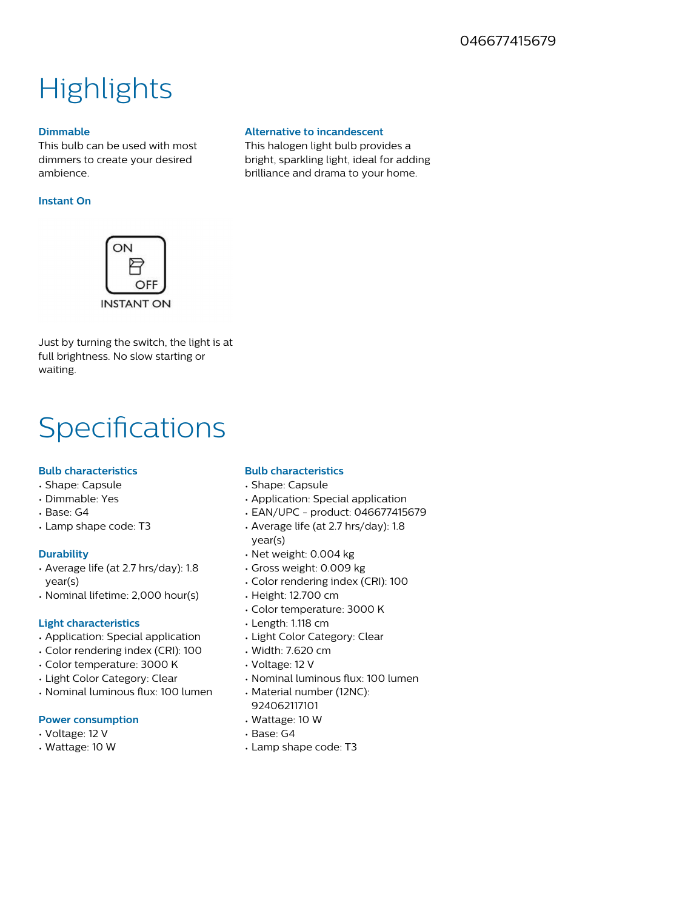046677415679

# Highlights

### Dimmable

This bulb can be used with most dimmers to create your desired ambience.

### Instant On

ON
OFF
INSTANT ON

Just by turning the switch, the light is at full brightness. No slow starting or waiting.

### Alternative to incandescent

This halogen light bulb provides a bright, sparkling light, ideal for adding brilliance and drama to your home.

# Specifications

### Bulb characteristics

- Shape: Capsule
- Dimmable: Yes
- Base: G4
- Lamp shape code: T3

### Durability

- Average life (at 2.7 hrs/day): 1.8 year(s)
- Nominal lifetime: 2,000 hour(s)

### Light characteristics

- Application: Special application
- Color rendering index (CRI): 100
- Color temperature: 3000 K
- Light Color Category: Clear
- Nominal luminous flux: 100 lumen

### Power consumption

- Voltage: 12 V
- Wattage: 10 W

### Bulb characteristics

- Shape: Capsule
- Application: Special application
- EAN/UPC - product: 046677415679
- Average life (at 2.7 hrs/day): 1.8 year(s)
- Net weight: 0.004 kg
- Gross weight: 0.009 kg
- Color rendering index (CRI): 100
- Height: 12.700 cm
- Color temperature: 3000 K
- Length: 1.118 cm
- Light Color Category: Clear
- Width: 7.620 cm
- Voltage: 12 V
- Nominal luminous flux: 100 lumen
- Material number (12NC): 924062117101
- Wattage: 10 W
- Base: G4
- Lamp shape code: T3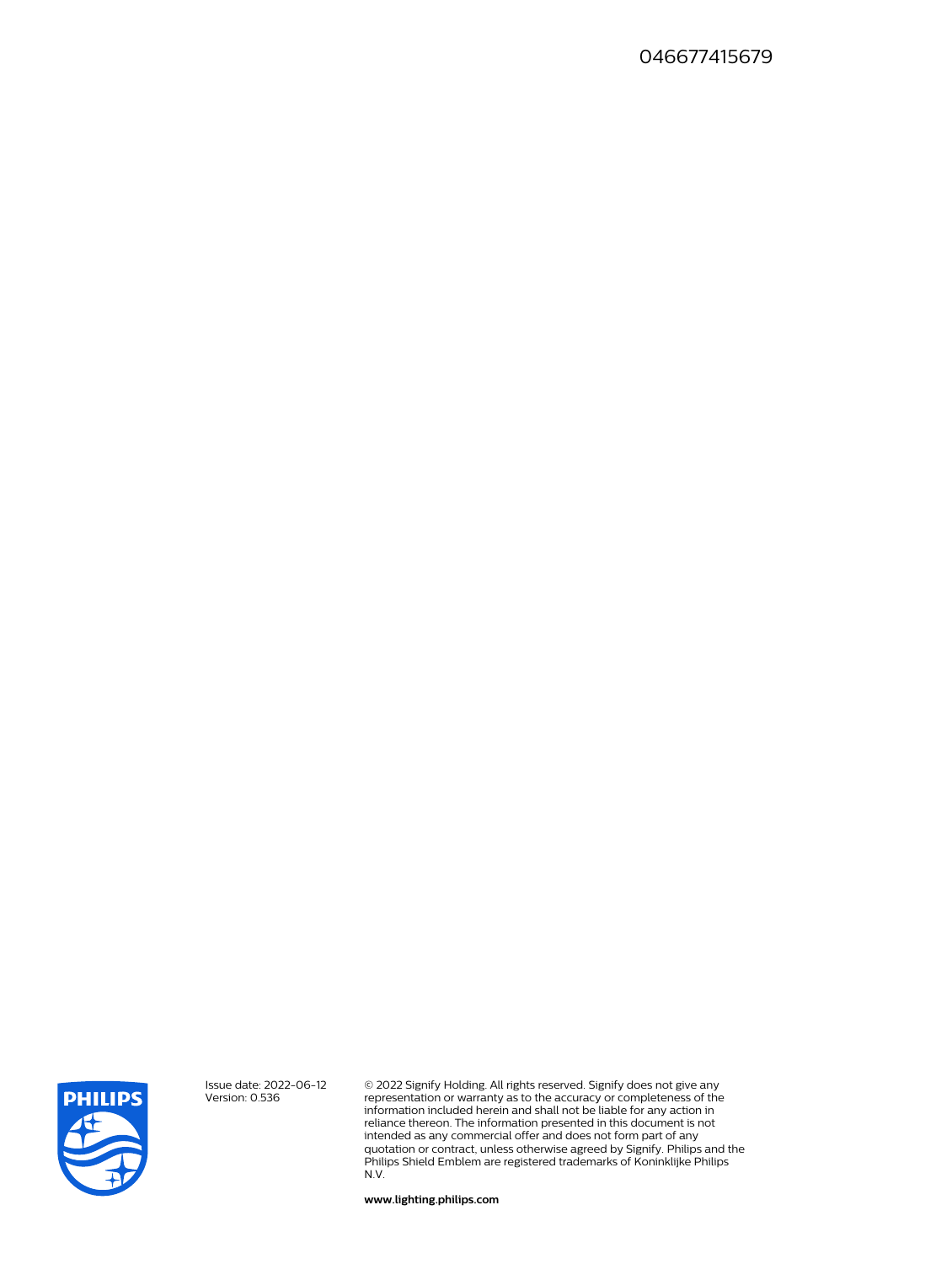046677415679

Issue date: 2022-06-12
Version: 0.536

© 2022 Signify Holding. All rights reserved. Signify does not give any representation or warranty as to the accuracy or completeness of the information included herein and shall not be liable for any action in reliance thereon. The information presented in this document is not intended as any commercial offer and does not form part of any quotation or contract, unless otherwise agreed by Signify. Philips and the Philips Shield Emblem are registered trademarks of Koninklijke Philips N.V.

**www.lighting.philips.com**